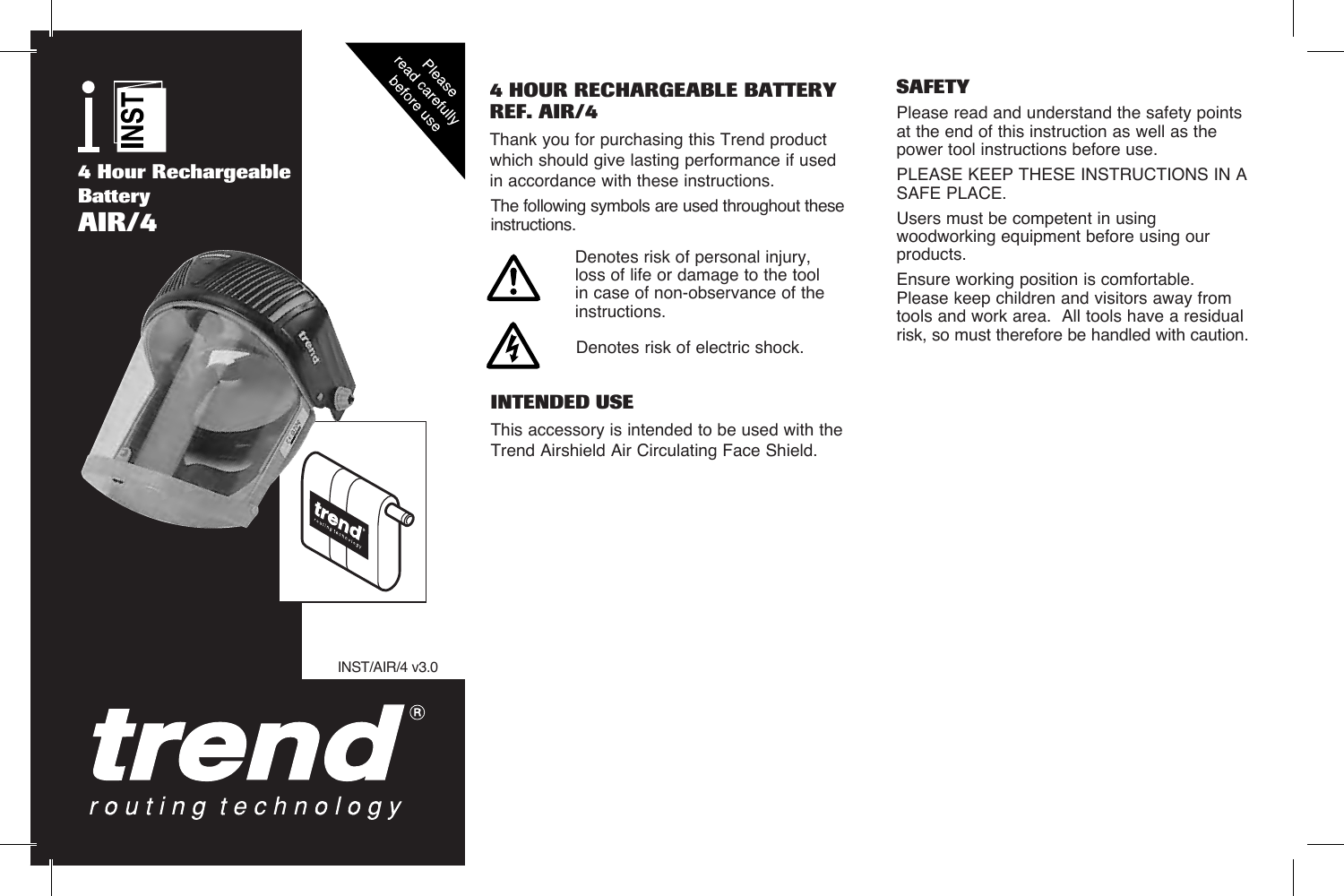INST

# 4 Hour Rechargeable Battery AIR/4

Please read carefully before use

INST/AIR/4 v3.0

trend®

routing technology

## 4 HOUR RECHARGEABLE BATTERY REF. AIR/4

Thank you for purchasing this Trend product which should give lasting performance if used in accordance with these instructions.

The following symbols are used throughout these instructions.

Denotes risk of personal injury, loss of life or damage to the tool in case of non-observance of the instructions.

Denotes risk of electric shock.

## INTENDED USE

This accessory is intended to be used with the Trend Airshield Air Circulating Face Shield.

## SAFETY

Please read and understand the safety points at the end of this instruction as well as the power tool instructions before use.

PLEASE KEEP THESE INSTRUCTIONS IN A SAFE PLACE.

Users must be competent in using woodworking equipment before using our products.

Ensure working position is comfortable. Please keep children and visitors away from tools and work area. All tools have a residual risk, so must therefore be handled with caution.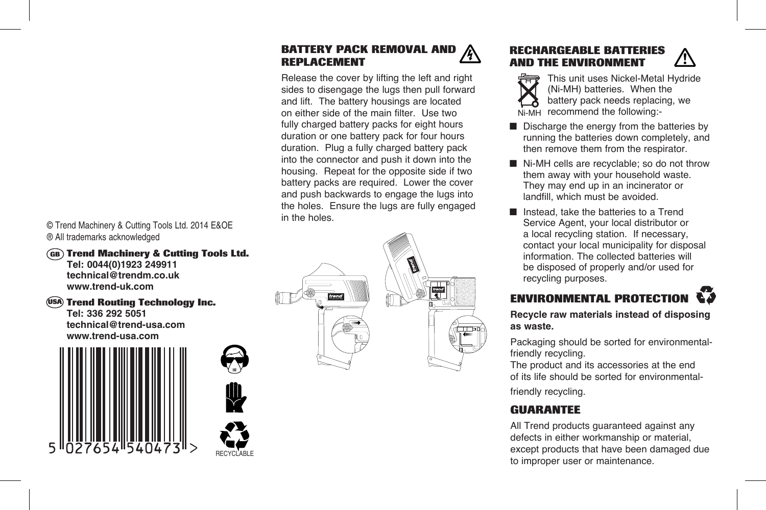© Trend Machinery & Cutting Tools Ltd. 2014 E&OE
® All trademarks acknowledged

GB **Trend Machinery & Cutting Tools Ltd.**
**Tel: 0044(0)1923 249911**
**technical@trendm.co.uk**
**www.trend-uk.com**

USA **Trend Routing Technology Inc.**
**Tel: 336 292 5051**
**technical@trend-usa.com**
**www.trend-usa.com**

5 027654 540473 >

RECYCLABLE

## BATTERY PACK REMOVAL AND REPLACEMENT

Release the cover by lifting the left and right sides to disengage the lugs then pull forward and lift. The battery housings are located on either side of the main filter. Use two fully charged battery packs for eight hours duration or one battery pack for four hours duration. Plug a fully charged battery pack into the connector and push it down into the housing. Repeat for the opposite side if two battery packs are required. Lower the cover and push backwards to engage the lugs into the holes. Ensure the lugs are fully engaged in the holes.

## RECHARGEABLE BATTERIES AND THE ENVIRONMENT

Ni-MH

This unit uses Nickel-Metal Hydride (Ni-MH) batteries. When the battery pack needs replacing, we recommend the following:-

- Discharge the energy from the batteries by running the batteries down completely, and then remove them from the respirator.
- Ni-MH cells are recyclable; so do not throw them away with your household waste. They may end up in an incinerator or landfill, which must be avoided.
- Instead, take the batteries to a Trend Service Agent, your local distributor or a local recycling station. If necessary, contact your local municipality for disposal information. The collected batteries will be disposed of properly and/or used for recycling purposes.

## ENVIRONMENTAL PROTECTION

**Recycle raw materials instead of disposing as waste.**

Packaging should be sorted for environmental-friendly recycling.
The product and its accessories at the end of its life should be sorted for environmental-friendly recycling.

## GUARANTEE

All Trend products guaranteed against any defects in either workmanship or material, except products that have been damaged due to improper user or maintenance.